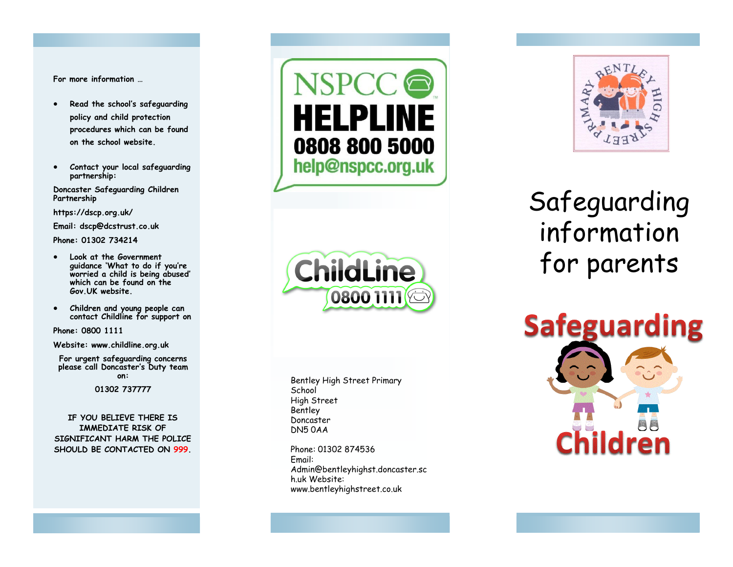For more information …

- Read the school's safeguarding policy and child protection procedures which can be found on the school website.

- Contact your local safeguarding partnership:

Doncaster Safeguarding Children Partnership

https://dscp.org.uk/

Email: dscp@dcstrust.co.uk

Phone: 01302 734214

- Look at the Government guidance 'What to do if you're worried a child is being abused' which can be found on the Gov.UK website.

- Children and young people can contact Childline for support on

Phone: 0800 1111

Website: www.childline.org.uk

For urgent safeguarding concerns please call Doncaster's Duty team on:

01302 737777

IF YOU BELIEVE THERE IS IMMEDIATE RISK OF SIGNIFICANT HARM THE POLICE SHOULD BE CONTACTED ON 999.

NSPCC HELPLINE
0808 800 5000
help@nspcc.org.uk

ChildLine
0800 1111

Bentley High Street Primary School
High Street
Bentley
Doncaster
DN5 0AA

Phone: 01302 874536
Email: Admin@bentleyhighst.doncaster.sch.uk
Website: www.bentleyhighstreet.co.uk

# Safeguarding information for parents

Safeguarding Children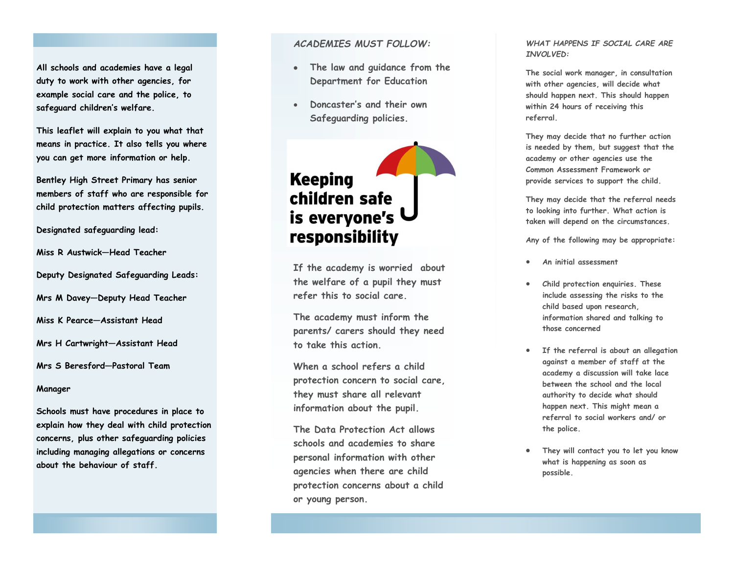All schools and academies have a legal duty to work with other agencies, for example social care and the police, to safeguard children's welfare.

This leaflet will explain to you what that means in practice. It also tells you where you can get more information or help.

Bentley High Street Primary has senior members of staff who are responsible for child protection matters affecting pupils.

Designated safeguarding lead:

Miss R Austwick—Head Teacher

Deputy Designated Safeguarding Leads:

Mrs M Davey—Deputy Head Teacher

Miss K Pearce—Assistant Head

Mrs H Cartwright—Assistant Head

Mrs S Beresford—Pastoral Team

Manager

Schools must have procedures in place to explain how they deal with child protection concerns, plus other safeguarding policies including managing allegations or concerns about the behaviour of staff.

## *ACADEMIES MUST FOLLOW:*

- The law and guidance from the Department for Education
- Doncaster's and their own Safeguarding policies.

**Keeping children safe is everyone's responsibility**

If the academy is worried about the welfare of a pupil they must refer this to social care.

The academy must inform the parents/ carers should they need to take this action.

When a school refers a child protection concern to social care, they must share all relevant information about the pupil.

The Data Protection Act allows schools and academies to share personal information with other agencies when there are child protection concerns about a child or young person.

## *WHAT HAPPENS IF SOCIAL CARE ARE INVOLVED:*

The social work manager, in consultation with other agencies, will decide what should happen next. This should happen within 24 hours of receiving this referral.

They may decide that no further action is needed by them, but suggest that the academy or other agencies use the Common Assessment Framework or provide services to support the child.

They may decide that the referral needs to looking into further. What action is taken will depend on the circumstances.

Any of the following may be appropriate:

- An initial assessment
- Child protection enquiries. These include assessing the risks to the child based upon research, information shared and talking to those concerned
- If the referral is about an allegation against a member of staff at the academy a discussion will take lace between the school and the local authority to decide what should happen next. This might mean a referral to social workers and/ or the police.
- They will contact you to let you know what is happening as soon as possible.